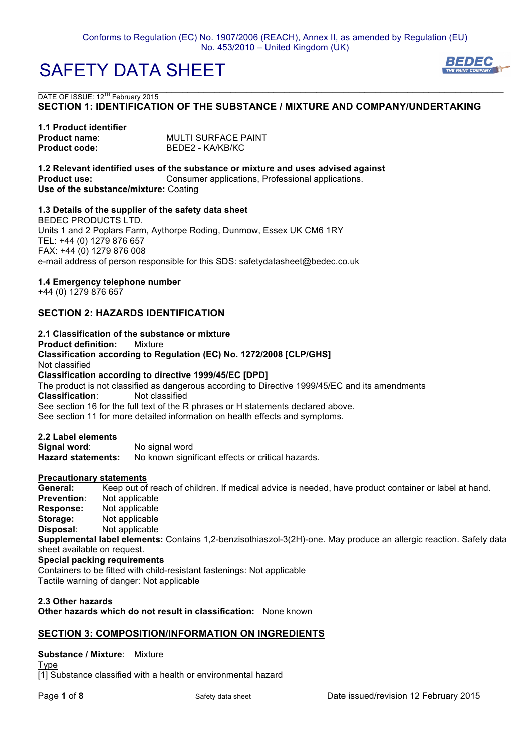Conforms to Regulation (EC) No. 1907/2006 (REACH), Annex II, as amended by Regulation (EU) No. 453/2010 – United Kingdom (UK)

# SAFETY DATA SHEET

BEDEC THE PAINT COMPANY

DATE OF ISSUE: 12[TH] February 2015

## SECTION 1: IDENTIFICATION OF THE SUBSTANCE / MIXTURE AND COMPANY/UNDERTAKING

**1.1 Product identifier**

**Product name**: MULTI SURFACE PAINT
**Product code:** BEDE2 - KA/KB/KC

**1.2 Relevant identified uses of the substance or mixture and uses advised against**

**Product use:** Consumer applications, Professional applications.
**Use of the substance/mixture:** Coating

**1.3 Details of the supplier of the safety data sheet**

BEDEC PRODUCTS LTD.
Units 1 and 2 Poplars Farm, Aythorpe Roding, Dunmow, Essex UK CM6 1RY
TEL: +44 (0) 1279 876 657
FAX: +44 (0) 1279 876 008
e-mail address of person responsible for this SDS: safetydatasheet@bedec.co.uk

**1.4 Emergency telephone number**

+44 (0) 1279 876 657

## SECTION 2: HAZARDS IDENTIFICATION

**2.1 Classification of the substance or mixture**

**Product definition:** Mixture

**Classification according to Regulation (EC) No. 1272/2008 [CLP/GHS]**

Not classified

**Classification according to directive 1999/45/EC [DPD]**

The product is not classified as dangerous according to Directive 1999/45/EC and its amendments
**Classification**: Not classified
See section 16 for the full text of the R phrases or H statements declared above.
See section 11 for more detailed information on health effects and symptoms.

**2.2 Label elements**

**Signal word**: No signal word
**Hazard statements:** No known significant effects or critical hazards.

**Precautionary statements**

**General:** Keep out of reach of children. If medical advice is needed, have product container or label at hand.
**Prevention**: Not applicable
**Response:** Not applicable
**Storage:** Not applicable
**Disposal**: Not applicable

**Supplemental label elements:** Contains 1,2-benzisothiaszol-3(2H)-one. May produce an allergic reaction. Safety data sheet available on request.

**Special packing requirements**

Containers to be fitted with child-resistant fastenings: Not applicable
Tactile warning of danger: Not applicable

**2.3 Other hazards**

**Other hazards which do not result in classification:** None known

## SECTION 3: COMPOSITION/INFORMATION ON INGREDIENTS

**Substance / Mixture**: Mixture

Type

[1] Substance classified with a health or environmental hazard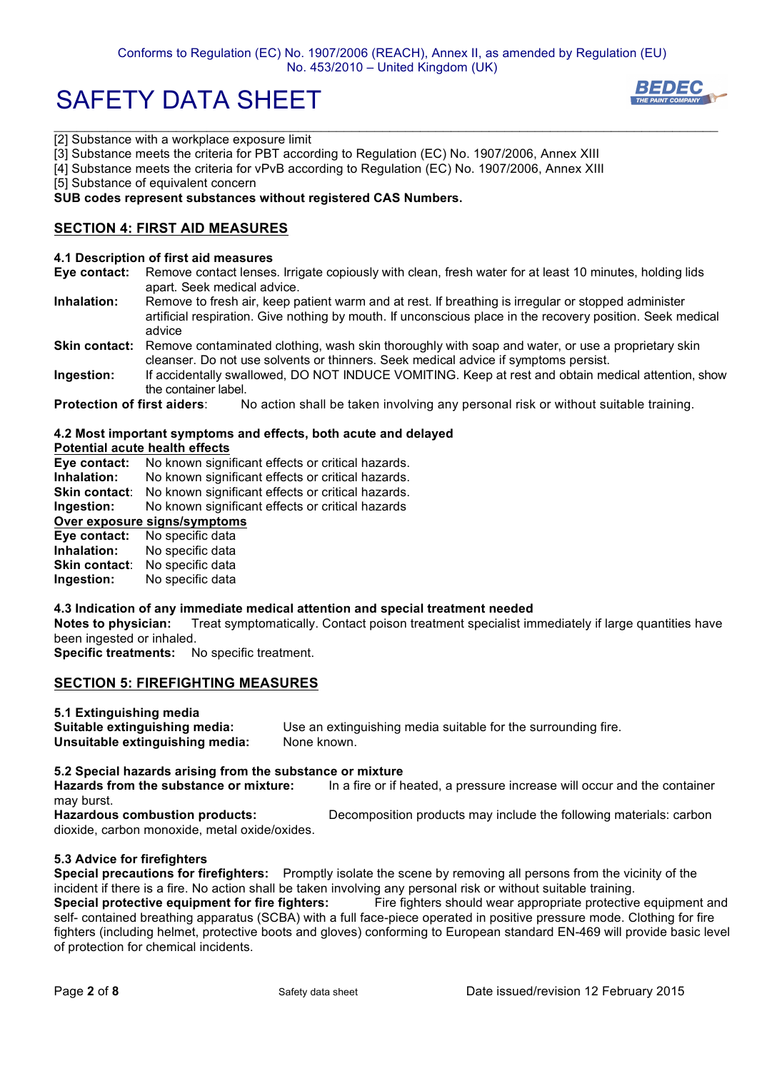[2] Substance with a workplace exposure limit
[3] Substance meets the criteria for PBT according to Regulation (EC) No. 1907/2006, Annex XIII
[4] Substance meets the criteria for vPvB according to Regulation (EC) No. 1907/2006, Annex XIII
[5] Substance of equivalent concern
**SUB codes represent substances without registered CAS Numbers.**

## SECTION 4: FIRST AID MEASURES

### 4.1 Description of first aid measures

**Eye contact:** Remove contact lenses. Irrigate copiously with clean, fresh water for at least 10 minutes, holding lids apart. Seek medical advice.

**Inhalation:** Remove to fresh air, keep patient warm and at rest. If breathing is irregular or stopped administer artificial respiration. Give nothing by mouth. If unconscious place in the recovery position. Seek medical advice

**Skin contact:** Remove contaminated clothing, wash skin thoroughly with soap and water, or use a proprietary skin cleanser. Do not use solvents or thinners. Seek medical advice if symptoms persist.

**Ingestion:** If accidentally swallowed, DO NOT INDUCE VOMITING. Keep at rest and obtain medical attention, show the container label.

**Protection of first aiders**: No action shall be taken involving any personal risk or without suitable training.

### 4.2 Most important symptoms and effects, both acute and delayed

**Potential acute health effects**

**Eye contact:** No known significant effects or critical hazards.
**Inhalation:** No known significant effects or critical hazards.
**Skin contact**: No known significant effects or critical hazards.
**Ingestion:** No known significant effects or critical hazards

**Over exposure signs/symptoms**

**Eye contact:** No specific data
**Inhalation:** No specific data
**Skin contact**: No specific data
**Ingestion:** No specific data

### 4.3 Indication of any immediate medical attention and special treatment needed

**Notes to physician:** Treat symptomatically. Contact poison treatment specialist immediately if large quantities have been ingested or inhaled.
**Specific treatments:** No specific treatment.

## SECTION 5: FIREFIGHTING MEASURES

### 5.1 Extinguishing media

**Suitable extinguishing media:** Use an extinguishing media suitable for the surrounding fire.
**Unsuitable extinguishing media:** None known.

### 5.2 Special hazards arising from the substance or mixture

**Hazards from the substance or mixture:** In a fire or if heated, a pressure increase will occur and the container may burst.
**Hazardous combustion products:** Decomposition products may include the following materials: carbon dioxide, carbon monoxide, metal oxide/oxides.

### 5.3 Advice for firefighters

**Special precautions for firefighters:** Promptly isolate the scene by removing all persons from the vicinity of the incident if there is a fire. No action shall be taken involving any personal risk or without suitable training.
**Special protective equipment for fire fighters:** Fire fighters should wear appropriate protective equipment and self- contained breathing apparatus (SCBA) with a full face-piece operated in positive pressure mode. Clothing for fire fighters (including helmet, protective boots and gloves) conforming to European standard EN-469 will provide basic level of protection for chemical incidents.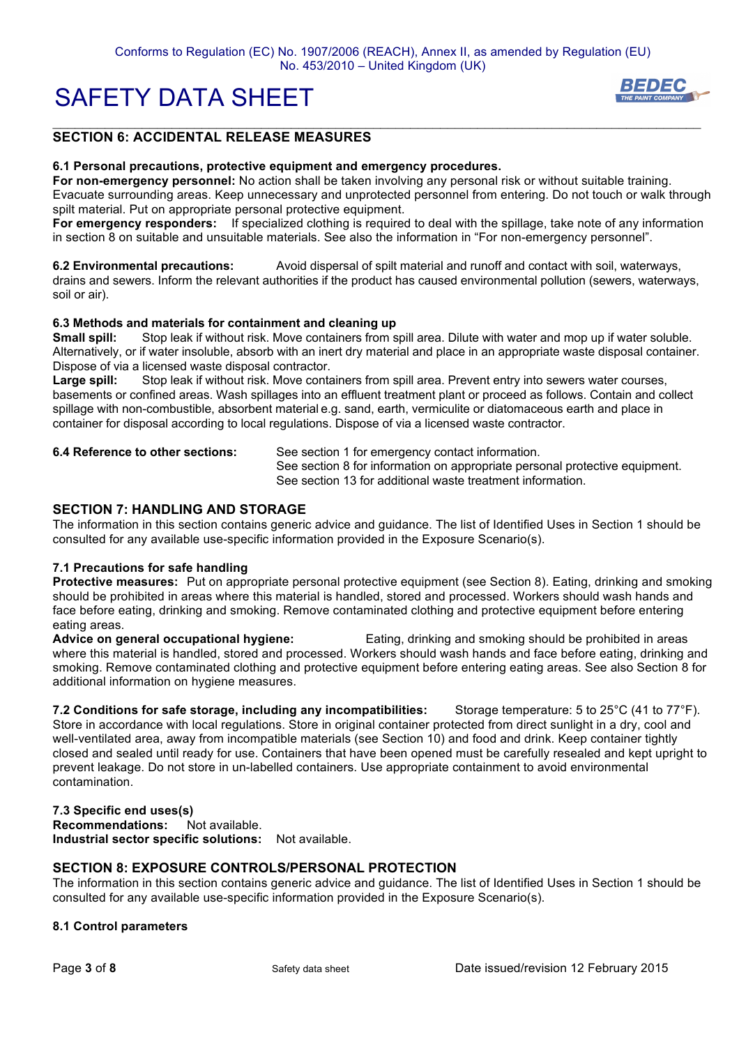## SECTION 6: ACCIDENTAL RELEASE MEASURES

### 6.1 Personal precautions, protective equipment and emergency procedures.

**For non-emergency personnel:** No action shall be taken involving any personal risk or without suitable training. Evacuate surrounding areas. Keep unnecessary and unprotected personnel from entering. Do not touch or walk through spilt material. Put on appropriate personal protective equipment.

**For emergency responders:** If specialized clothing is required to deal with the spillage, take note of any information in section 8 on suitable and unsuitable materials. See also the information in "For non-emergency personnel".

**6.2 Environmental precautions:** Avoid dispersal of spilt material and runoff and contact with soil, waterways, drains and sewers. Inform the relevant authorities if the product has caused environmental pollution (sewers, waterways, soil or air).

### 6.3 Methods and materials for containment and cleaning up

**Small spill:** Stop leak if without risk. Move containers from spill area. Dilute with water and mop up if water soluble. Alternatively, or if water insoluble, absorb with an inert dry material and place in an appropriate waste disposal container. Dispose of via a licensed waste disposal contractor.

**Large spill:** Stop leak if without risk. Move containers from spill area. Prevent entry into sewers water courses, basements or confined areas. Wash spillages into an effluent treatment plant or proceed as follows. Contain and collect spillage with non-combustible, absorbent material e.g. sand, earth, vermiculite or diatomaceous earth and place in container for disposal according to local regulations. Dispose of via a licensed waste contractor.

**6.4 Reference to other sections:**
See section 1 for emergency contact information.
See section 8 for information on appropriate personal protective equipment.
See section 13 for additional waste treatment information.

## SECTION 7: HANDLING AND STORAGE

The information in this section contains generic advice and guidance. The list of Identified Uses in Section 1 should be consulted for any available use-specific information provided in the Exposure Scenario(s).

### 7.1 Precautions for safe handling

**Protective measures:** Put on appropriate personal protective equipment (see Section 8). Eating, drinking and smoking should be prohibited in areas where this material is handled, stored and processed. Workers should wash hands and face before eating, drinking and smoking. Remove contaminated clothing and protective equipment before entering eating areas.

**Advice on general occupational hygiene:** Eating, drinking and smoking should be prohibited in areas where this material is handled, stored and processed. Workers should wash hands and face before eating, drinking and smoking. Remove contaminated clothing and protective equipment before entering eating areas. See also Section 8 for additional information on hygiene measures.

**7.2 Conditions for safe storage, including any incompatibilities:** Storage temperature: 5 to 25°C (41 to 77°F). Store in accordance with local regulations. Store in original container protected from direct sunlight in a dry, cool and well-ventilated area, away from incompatible materials (see Section 10) and food and drink. Keep container tightly closed and sealed until ready for use. Containers that have been opened must be carefully resealed and kept upright to prevent leakage. Do not store in un-labelled containers. Use appropriate containment to avoid environmental contamination.

### 7.3 Specific end uses(s)

**Recommendations:** Not available.
**Industrial sector specific solutions:** Not available.

## SECTION 8: EXPOSURE CONTROLS/PERSONAL PROTECTION

The information in this section contains generic advice and guidance. The list of Identified Uses in Section 1 should be consulted for any available use-specific information provided in the Exposure Scenario(s).

### 8.1 Control parameters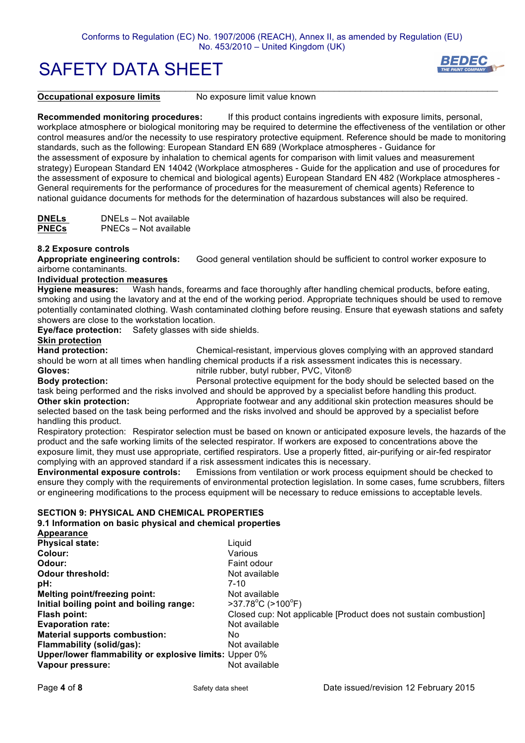**Occupational exposure limits** No exposure limit value known

**Recommended monitoring procedures:** If this product contains ingredients with exposure limits, personal, workplace atmosphere or biological monitoring may be required to determine the effectiveness of the ventilation or other control measures and/or the necessity to use respiratory protective equipment. Reference should be made to monitoring standards, such as the following: European Standard EN 689 (Workplace atmospheres - Guidance for the assessment of exposure by inhalation to chemical agents for comparison with limit values and measurement strategy) European Standard EN 14042 (Workplace atmospheres - Guide for the application and use of procedures for the assessment of exposure to chemical and biological agents) European Standard EN 482 (Workplace atmospheres - General requirements for the performance of procedures for the measurement of chemical agents) Reference to national guidance documents for methods for the determination of hazardous substances will also be required.

**DNELs** DNELs – Not available
**PNECs** PNECs – Not available

**8.2 Exposure controls**
**Appropriate engineering controls:** Good general ventilation should be sufficient to control worker exposure to airborne contaminants.
**Individual protection measures**
**Hygiene measures:** Wash hands, forearms and face thoroughly after handling chemical products, before eating, smoking and using the lavatory and at the end of the working period. Appropriate techniques should be used to remove potentially contaminated clothing. Wash contaminated clothing before reusing. Ensure that eyewash stations and safety showers are close to the workstation location.
**Eye/face protection:** Safety glasses with side shields.
**Skin protection**
**Hand protection:** Chemical-resistant, impervious gloves complying with an approved standard should be worn at all times when handling chemical products if a risk assessment indicates this is necessary.
**Gloves:** nitrile rubber, butyl rubber, PVC, Viton®
**Body protection:** Personal protective equipment for the body should be selected based on the task being performed and the risks involved and should be approved by a specialist before handling this product.
**Other skin protection:** Appropriate footwear and any additional skin protection measures should be selected based on the task being performed and the risks involved and should be approved by a specialist before handling this product.
Respiratory protection: Respirator selection must be based on known or anticipated exposure levels, the hazards of the product and the safe working limits of the selected respirator. If workers are exposed to concentrations above the exposure limit, they must use appropriate, certified respirators. Use a properly fitted, air-purifying or air-fed respirator complying with an approved standard if a risk assessment indicates this is necessary.
**Environmental exposure controls:** Emissions from ventilation or work process equipment should be checked to ensure they comply with the requirements of environmental protection legislation. In some cases, fume scrubbers, filters or engineering modifications to the process equipment will be necessary to reduce emissions to acceptable levels.

**SECTION 9: PHYSICAL AND CHEMICAL PROPERTIES**
**9.1 Information on basic physical and chemical properties**
**Appearance**

| | |
|---|---|
| **Physical state:** | Liquid |
| **Colour:** | Various |
| **Odour:** | Faint odour |
| **Odour threshold:** | Not available |
| **pH:** | 7-10 |
| **Melting point/freezing point:** | Not available |
| **Initial boiling point and boiling range:** | >37.78°C (>100°F) |
| **Flash point:** | Closed cup: Not applicable [Product does not sustain combustion] |
| **Evaporation rate:** | Not available |
| **Material supports combustion:** | No |
| **Flammability (solid/gas):** | Not available |
| **Upper/lower flammability or explosive limits:** | Upper 0% |
| **Vapour pressure:** | Not available |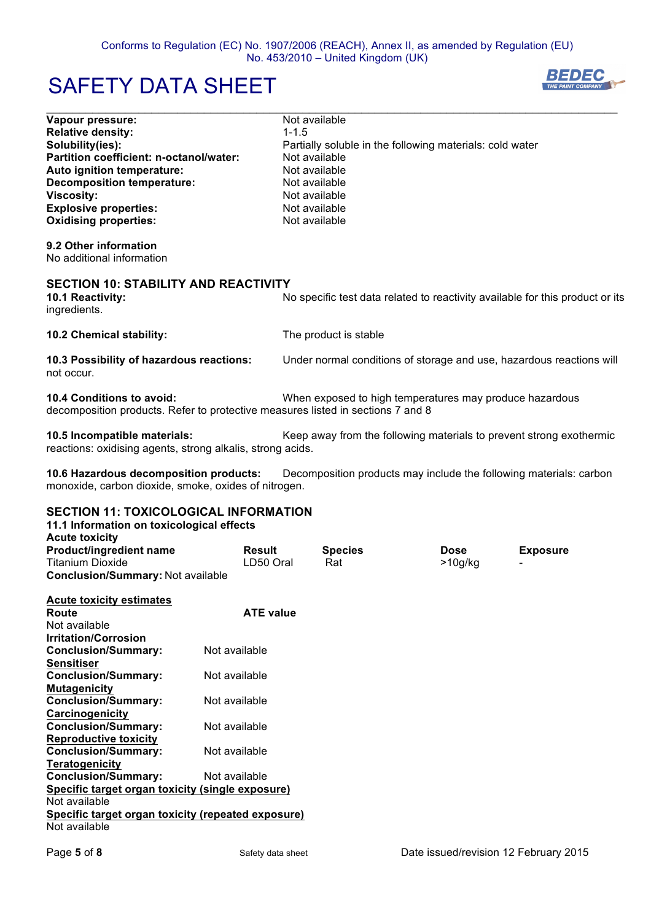**Vapour pressure:** Not available
**Relative density:** 1-1.5
**Solubility(ies):** Partially soluble in the following materials: cold water
**Partition coefficient: n-octanol/water:** Not available
**Auto ignition temperature:** Not available
**Decomposition temperature:** Not available
**Viscosity:** Not available
**Explosive properties:** Not available
**Oxidising properties:** Not available

**9.2 Other information**
No additional information

## SECTION 10: STABILITY AND REACTIVITY

**10.1 Reactivity:** No specific test data related to reactivity available for this product or its ingredients.

**10.2 Chemical stability:** The product is stable

**10.3 Possibility of hazardous reactions:** Under normal conditions of storage and use, hazardous reactions will not occur.

**10.4 Conditions to avoid:** When exposed to high temperatures may produce hazardous decomposition products. Refer to protective measures listed in sections 7 and 8

**10.5 Incompatible materials:** Keep away from the following materials to prevent strong exothermic reactions: oxidising agents, strong alkalis, strong acids.

**10.6 Hazardous decomposition products:** Decomposition products may include the following materials: carbon monoxide, carbon dioxide, smoke, oxides of nitrogen.

## SECTION 11: TOXICOLOGICAL INFORMATION

**11.1 Information on toxicological effects**
**Acute toxicity**

| Product/ingredient name | Result | Species | Dose | Exposure |
|---|---|---|---|---|
| Titanium Dioxide | LD50 Oral | Rat | >10g/kg | - |

**Conclusion/Summary:** Not available

**Acute toxicity estimates**

| Route | ATE value |
|---|---|
| Not available | |

**Irritation/Corrosion**
**Conclusion/Summary:** Not available
**Sensitiser**
**Conclusion/Summary:** Not available
**Mutagenicity**
**Conclusion/Summary:** Not available
**Carcinogenicity**
**Conclusion/Summary:** Not available
**Reproductive toxicity**
**Conclusion/Summary:** Not available
**Teratogenicity**
**Conclusion/Summary:** Not available
**Specific target organ toxicity (single exposure)**
Not available
**Specific target organ toxicity (repeated exposure)**
Not available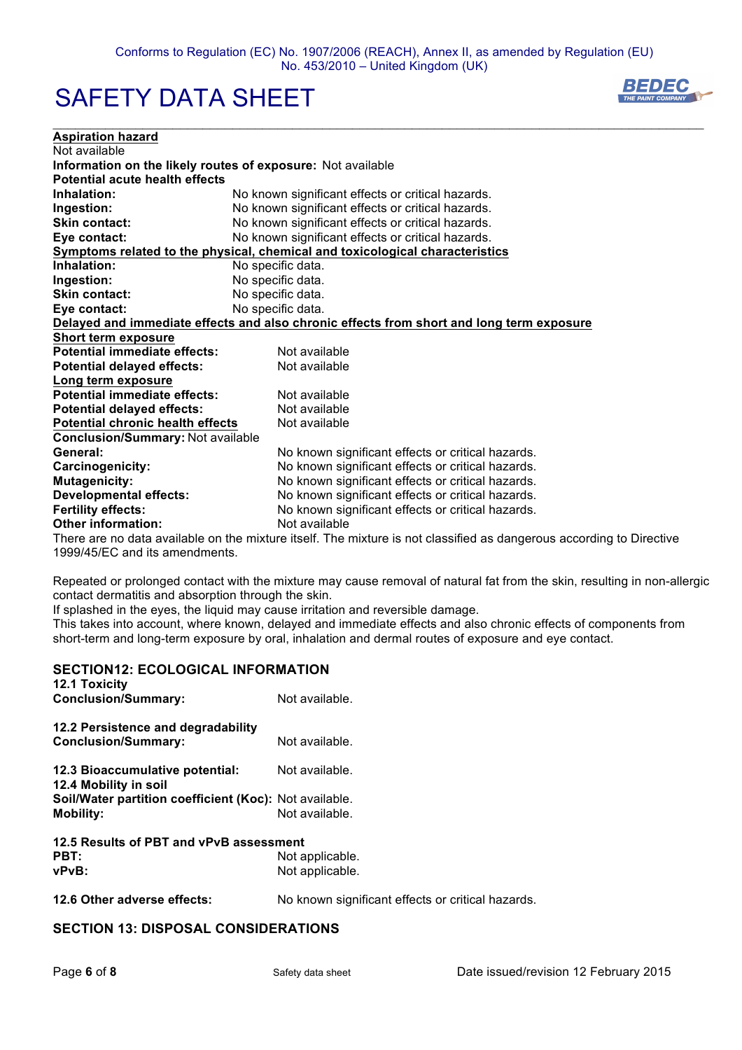**Aspiration hazard**

Not available

**Information on the likely routes of exposure:** Not available

**Potential acute health effects**

**Inhalation:** No known significant effects or critical hazards.
**Ingestion:** No known significant effects or critical hazards.
**Skin contact:** No known significant effects or critical hazards.
**Eye contact:** No known significant effects or critical hazards.

**Symptoms related to the physical, chemical and toxicological characteristics**

**Inhalation:** No specific data.
**Ingestion:** No specific data.
**Skin contact:** No specific data.
**Eye contact:** No specific data.

**Delayed and immediate effects and also chronic effects from short and long term exposure**

**Short term exposure**

**Potential immediate effects:** Not available
**Potential delayed effects:** Not available

**Long term exposure**

**Potential immediate effects:** Not available
**Potential delayed effects:** Not available

**Potential chronic health effects** Not available

**Conclusion/Summary:** Not available

**General:** No known significant effects or critical hazards.
**Carcinogenicity:** No known significant effects or critical hazards.
**Mutagenicity:** No known significant effects or critical hazards.
**Developmental effects:** No known significant effects or critical hazards.
**Fertility effects:** No known significant effects or critical hazards.
**Other information:** Not available

There are no data available on the mixture itself. The mixture is not classified as dangerous according to Directive 1999/45/EC and its amendments.

Repeated or prolonged contact with the mixture may cause removal of natural fat from the skin, resulting in non-allergic contact dermatitis and absorption through the skin.
If splashed in the eyes, the liquid may cause irritation and reversible damage.
This takes into account, where known, delayed and immediate effects and also chronic effects of components from short-term and long-term exposure by oral, inhalation and dermal routes of exposure and eye contact.

## SECTION12: ECOLOGICAL INFORMATION

**12.1 Toxicity**
**Conclusion/Summary:** Not available.

**12.2 Persistence and degradability**
**Conclusion/Summary:** Not available.

**12.3 Bioaccumulative potential:** Not available.

**12.4 Mobility in soil**
**Soil/Water partition coefficient (Koc):** Not available.
**Mobility:** Not available.

**12.5 Results of PBT and vPvB assessment**
**PBT:** Not applicable.
**vPvB:** Not applicable.

**12.6 Other adverse effects:** No known significant effects or critical hazards.

## SECTION 13: DISPOSAL CONSIDERATIONS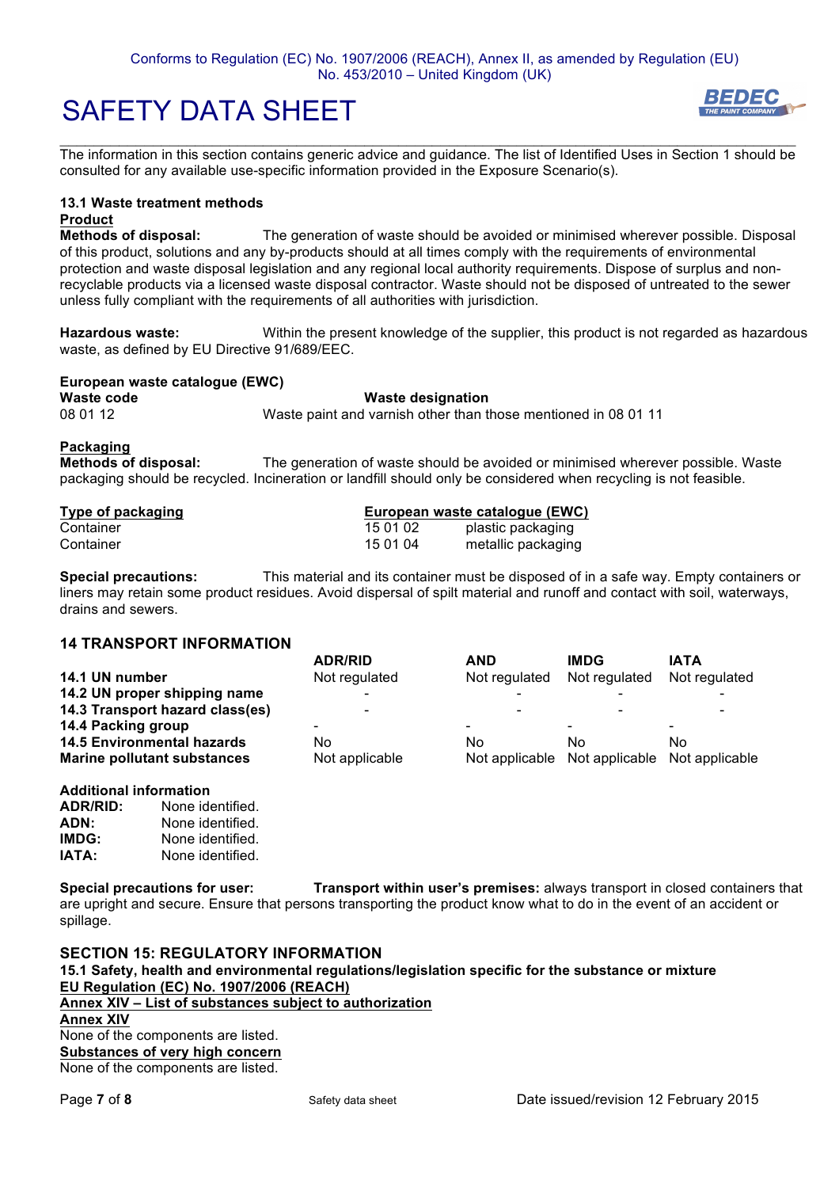The information in this section contains generic advice and guidance. The list of Identified Uses in Section 1 should be consulted for any available use-specific information provided in the Exposure Scenario(s).

### 13.1 Waste treatment methods

**Product**

**Methods of disposal:** The generation of waste should be avoided or minimised wherever possible. Disposal of this product, solutions and any by-products should at all times comply with the requirements of environmental protection and waste disposal legislation and any regional local authority requirements. Dispose of surplus and non-recyclable products via a licensed waste disposal contractor. Waste should not be disposed of untreated to the sewer unless fully compliant with the requirements of all authorities with jurisdiction.

**Hazardous waste:** Within the present knowledge of the supplier, this product is not regarded as hazardous waste, as defined by EU Directive 91/689/EEC.

**European waste catalogue (EWC)**

| Waste code | Waste designation |
|---|---|
| 08 01 12 | Waste paint and varnish other than those mentioned in 08 01 11 |

**Packaging**

**Methods of disposal:** The generation of waste should be avoided or minimised wherever possible. Waste packaging should be recycled. Incineration or landfill should only be considered when recycling is not feasible.

| Type of packaging | European waste catalogue (EWC) | |
|---|---|---|
| Container | 15 01 02 | plastic packaging |
| Container | 15 01 04 | metallic packaging |

**Special precautions:** This material and its container must be disposed of in a safe way. Empty containers or liners may retain some product residues. Avoid dispersal of spilt material and runoff and contact with soil, waterways, drains and sewers.

## 14 TRANSPORT INFORMATION

| | ADR/RID | AND | IMDG | IATA |
|---|---|---|---|---|
| **14.1 UN number** | Not regulated | Not regulated | Not regulated | Not regulated |
| **14.2 UN proper shipping name** | - | - | - | - |
| **14.3 Transport hazard class(es)** | - | - | - | - |
| **14.4 Packing group** | - | - | - | - |
| **14.5 Environmental hazards** | No | No | No | No |
| **Marine pollutant substances** | Not applicable | Not applicable | Not applicable | Not applicable |

**Additional information**

**ADR/RID:** None identified.
**ADN:** None identified.
**IMDG:** None identified.
**IATA:** None identified.

**Special precautions for user:** **Transport within user's premises:** always transport in closed containers that are upright and secure. Ensure that persons transporting the product know what to do in the event of an accident or spillage.

## SECTION 15: REGULATORY INFORMATION

### 15.1 Safety, health and environmental regulations/legislation specific for the substance or mixture

**EU Regulation (EC) No. 1907/2006 (REACH)**

**Annex XIV – List of substances subject to authorization**

**Annex XIV**

None of the components are listed.

**Substances of very high concern**

None of the components are listed.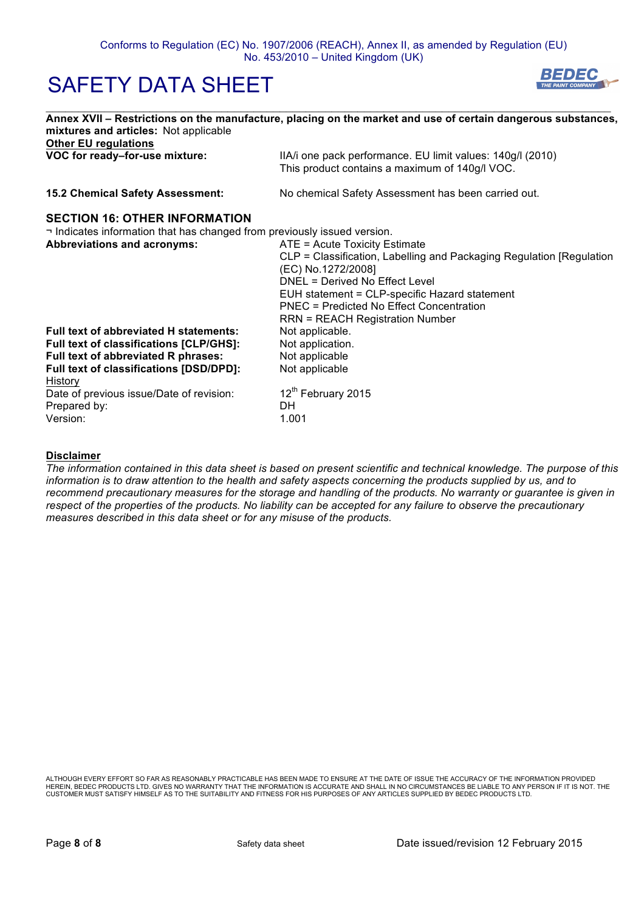**Annex XVII – Restrictions on the manufacture, placing on the market and use of certain dangerous substances, mixtures and articles:** Not applicable

**Other EU regulations**

| | |
|---|---|
| **VOC for ready–for-use mixture:** | IIA/i one pack performance. EU limit values: 140g/l (2010) This product contains a maximum of 140g/l VOC. |
| **15.2 Chemical Safety Assessment:** | No chemical Safety Assessment has been carried out. |

## SECTION 16: OTHER INFORMATION

¬ Indicates information that has changed from previously issued version.

| | |
|---|---|
| **Abbreviations and acronyms:** | ATE = Acute Toxicity Estimate<br>CLP = Classification, Labelling and Packaging Regulation [Regulation (EC) No.1272/2008]<br>DNEL = Derived No Effect Level<br>EUH statement = CLP-specific Hazard statement<br>PNEC = Predicted No Effect Concentration<br>RRN = REACH Registration Number |
| **Full text of abbreviated H statements:** | Not applicable. |
| **Full text of classifications [CLP/GHS]:** | Not application. |
| **Full text of abbreviated R phrases:** | Not applicable |
| **Full text of classifications [DSD/DPD]:** | Not applicable |

History

| | |
|---|---|
| Date of previous issue/Date of revision: | 12th February 2015 |
| Prepared by: | DH |
| Version: | 1.001 |

**Disclaimer**

*The information contained in this data sheet is based on present scientific and technical knowledge. The purpose of this information is to draw attention to the health and safety aspects concerning the products supplied by us, and to recommend precautionary measures for the storage and handling of the products. No warranty or guarantee is given in respect of the properties of the products. No liability can be accepted for any failure to observe the precautionary measures described in this data sheet or for any misuse of the products.*

ALTHOUGH EVERY EFFORT SO FAR AS REASONABLY PRACTICABLE HAS BEEN MADE TO ENSURE AT THE DATE OF ISSUE THE ACCURACY OF THE INFORMATION PROVIDED HEREIN, BEDEC PRODUCTS LTD. GIVES NO WARRANTY THAT THE INFORMATION IS ACCURATE AND SHALL IN NO CIRCUMSTANCES BE LIABLE TO ANY PERSON IF IT IS NOT. THE CUSTOMER MUST SATISFY HIMSELF AS TO THE SUITABILITY AND FITNESS FOR HIS PURPOSES OF ANY ARTICLES SUPPLIED BY BEDEC PRODUCTS LTD.